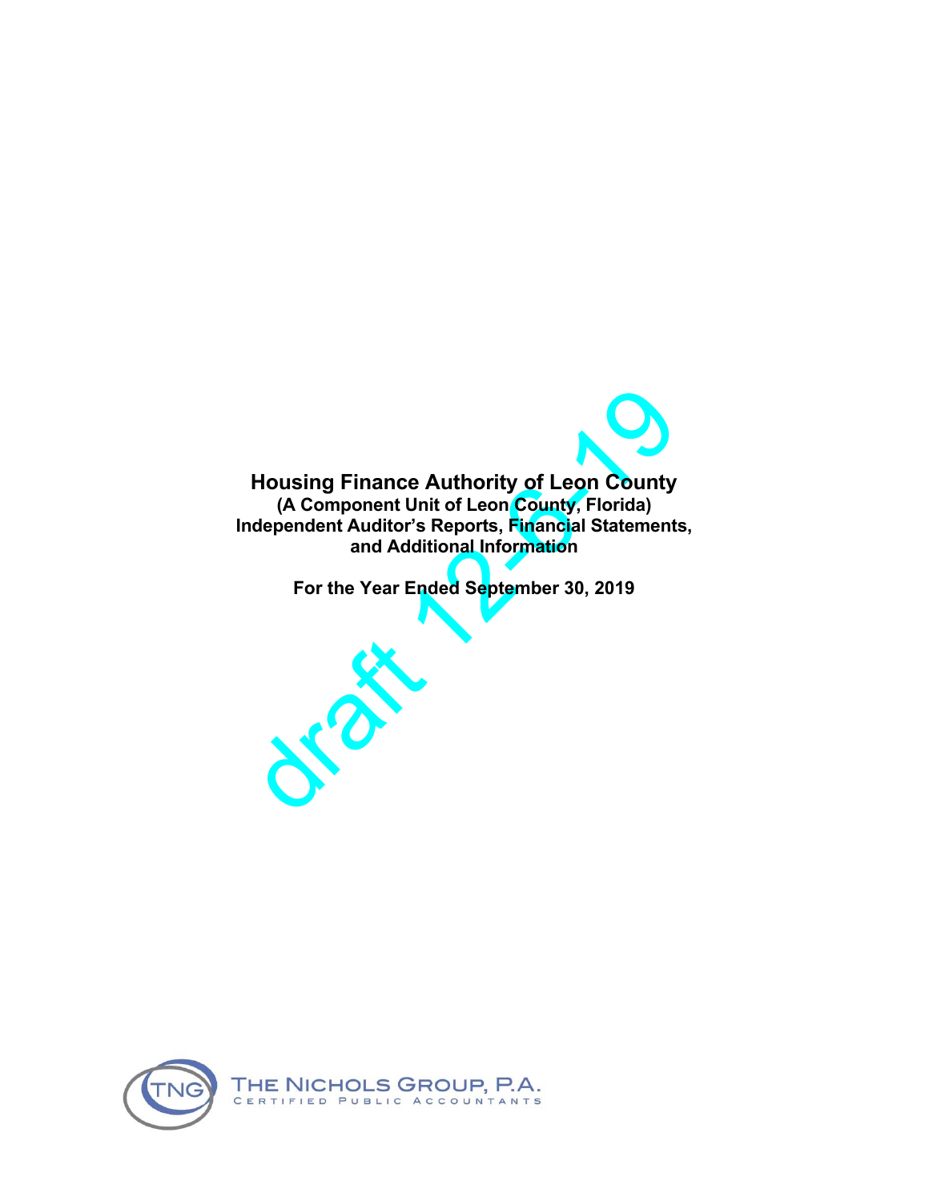# Housing Finance Authority of Leon County

**(A Component Unit of Leon County, Florida)**
**Independent Auditor's Reports, Financial Statements, and Additional Information**

**For the Year Ended September 30, 2019**

draft 12-6-19

THE NICHOLS GROUP, P.A.
CERTIFIED PUBLIC ACCOUNTANTS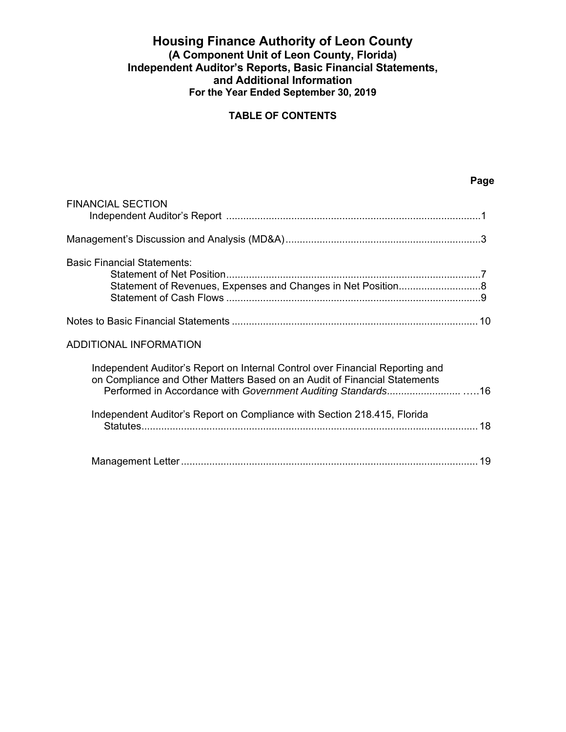# Housing Finance Authority of Leon County
## (A Component Unit of Leon County, Florida)
## Independent Auditor's Reports, Basic Financial Statements, and Additional Information
### For the Year Ended September 30, 2019

**TABLE OF CONTENTS**

| | Page |
|---|---|
| FINANCIAL SECTION | |
| Independent Auditor's Report | 1 |
| Management's Discussion and Analysis (MD&A) | 3 |
| Basic Financial Statements: | |
| Statement of Net Position | 7 |
| Statement of Revenues, Expenses and Changes in Net Position | 8 |
| Statement of Cash Flows | 9 |
| Notes to Basic Financial Statements | 10 |
| ADDITIONAL INFORMATION | |
| Independent Auditor's Report on Internal Control over Financial Reporting and on Compliance and Other Matters Based on an Audit of Financial Statements Performed in Accordance with *Government Auditing Standards* | 16 |
| Independent Auditor's Report on Compliance with Section 218.415, Florida Statutes | 18 |
| Management Letter | 19 |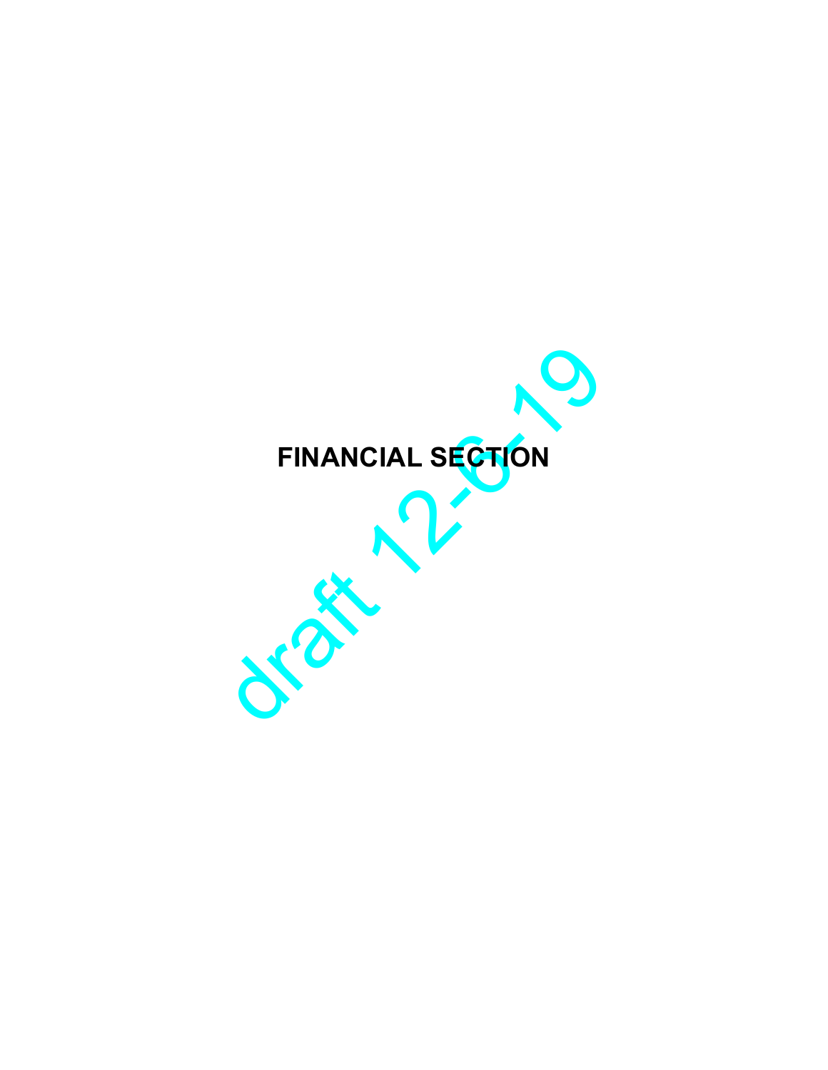# FINANCIAL SECTION

draft 12-6-19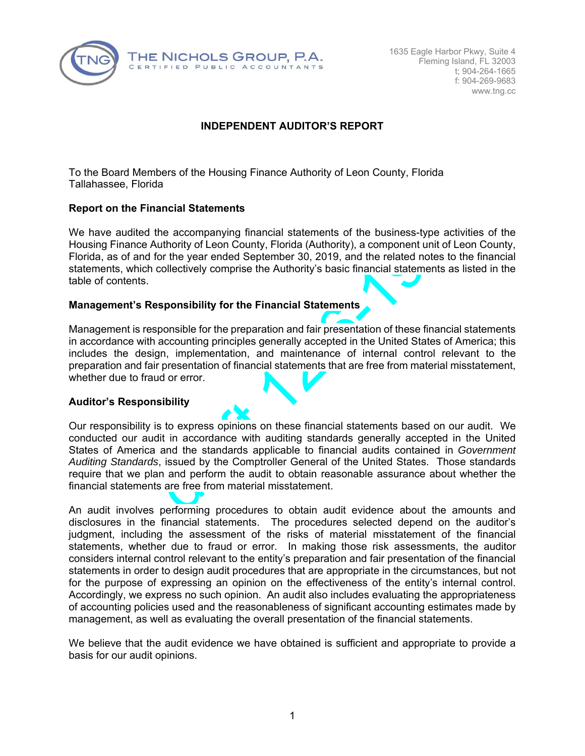**THE NICHOLS GROUP, P.A.**
CERTIFIED PUBLIC ACCOUNTANTS

1635 Eagle Harbor Pkwy, Suite 4
Fleming Island, FL 32003
t; 904-264-1665
f: 904-269-9683
www.tng.cc

# INDEPENDENT AUDITOR'S REPORT

To the Board Members of the Housing Finance Authority of Leon County, Florida
Tallahassee, Florida

## Report on the Financial Statements

We have audited the accompanying financial statements of the business-type activities of the Housing Finance Authority of Leon County, Florida (Authority), a component unit of Leon County, Florida, as of and for the year ended September 30, 2019, and the related notes to the financial statements, which collectively comprise the Authority's basic financial statements as listed in the table of contents.

## Management's Responsibility for the Financial Statements

Management is responsible for the preparation and fair presentation of these financial statements in accordance with accounting principles generally accepted in the United States of America; this includes the design, implementation, and maintenance of internal control relevant to the preparation and fair presentation of financial statements that are free from material misstatement, whether due to fraud or error.

## Auditor's Responsibility

Our responsibility is to express opinions on these financial statements based on our audit. We conducted our audit in accordance with auditing standards generally accepted in the United States of America and the standards applicable to financial audits contained in *Government Auditing Standards*, issued by the Comptroller General of the United States. Those standards require that we plan and perform the audit to obtain reasonable assurance about whether the financial statements are free from material misstatement.

An audit involves performing procedures to obtain audit evidence about the amounts and disclosures in the financial statements. The procedures selected depend on the auditor's judgment, including the assessment of the risks of material misstatement of the financial statements, whether due to fraud or error. In making those risk assessments, the auditor considers internal control relevant to the entity's preparation and fair presentation of the financial statements in order to design audit procedures that are appropriate in the circumstances, but not for the purpose of expressing an opinion on the effectiveness of the entity's internal control. Accordingly, we express no such opinion. An audit also includes evaluating the appropriateness of accounting policies used and the reasonableness of significant accounting estimates made by management, as well as evaluating the overall presentation of the financial statements.

We believe that the audit evidence we have obtained is sufficient and appropriate to provide a basis for our audit opinions.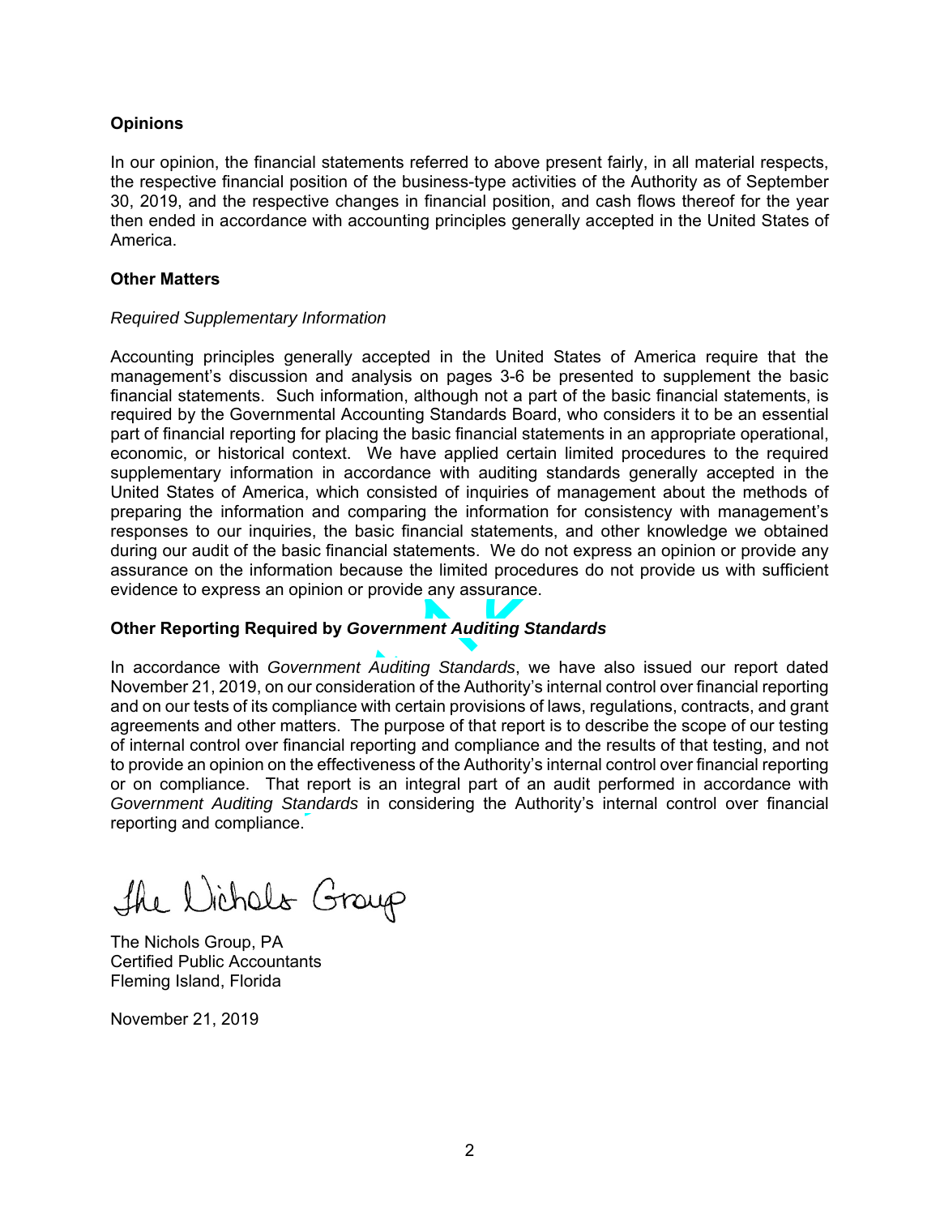## Opinions

In our opinion, the financial statements referred to above present fairly, in all material respects, the respective financial position of the business-type activities of the Authority as of September 30, 2019, and the respective changes in financial position, and cash flows thereof for the year then ended in accordance with accounting principles generally accepted in the United States of America.

## Other Matters

*Required Supplementary Information*

Accounting principles generally accepted in the United States of America require that the management's discussion and analysis on pages 3-6 be presented to supplement the basic financial statements. Such information, although not a part of the basic financial statements, is required by the Governmental Accounting Standards Board, who considers it to be an essential part of financial reporting for placing the basic financial statements in an appropriate operational, economic, or historical context. We have applied certain limited procedures to the required supplementary information in accordance with auditing standards generally accepted in the United States of America, which consisted of inquiries of management about the methods of preparing the information and comparing the information for consistency with management's responses to our inquiries, the basic financial statements, and other knowledge we obtained during our audit of the basic financial statements. We do not express an opinion or provide any assurance on the information because the limited procedures do not provide us with sufficient evidence to express an opinion or provide any assurance.

## Other Reporting Required by *Government Auditing Standards*

In accordance with *Government Auditing Standards*, we have also issued our report dated November 21, 2019, on our consideration of the Authority's internal control over financial reporting and on our tests of its compliance with certain provisions of laws, regulations, contracts, and grant agreements and other matters. The purpose of that report is to describe the scope of our testing of internal control over financial reporting and compliance and the results of that testing, and not to provide an opinion on the effectiveness of the Authority's internal control over financial reporting or on compliance. That report is an integral part of an audit performed in accordance with *Government Auditing Standards* in considering the Authority's internal control over financial reporting and compliance.

The Nichols Group

The Nichols Group, PA
Certified Public Accountants
Fleming Island, Florida

November 21, 2019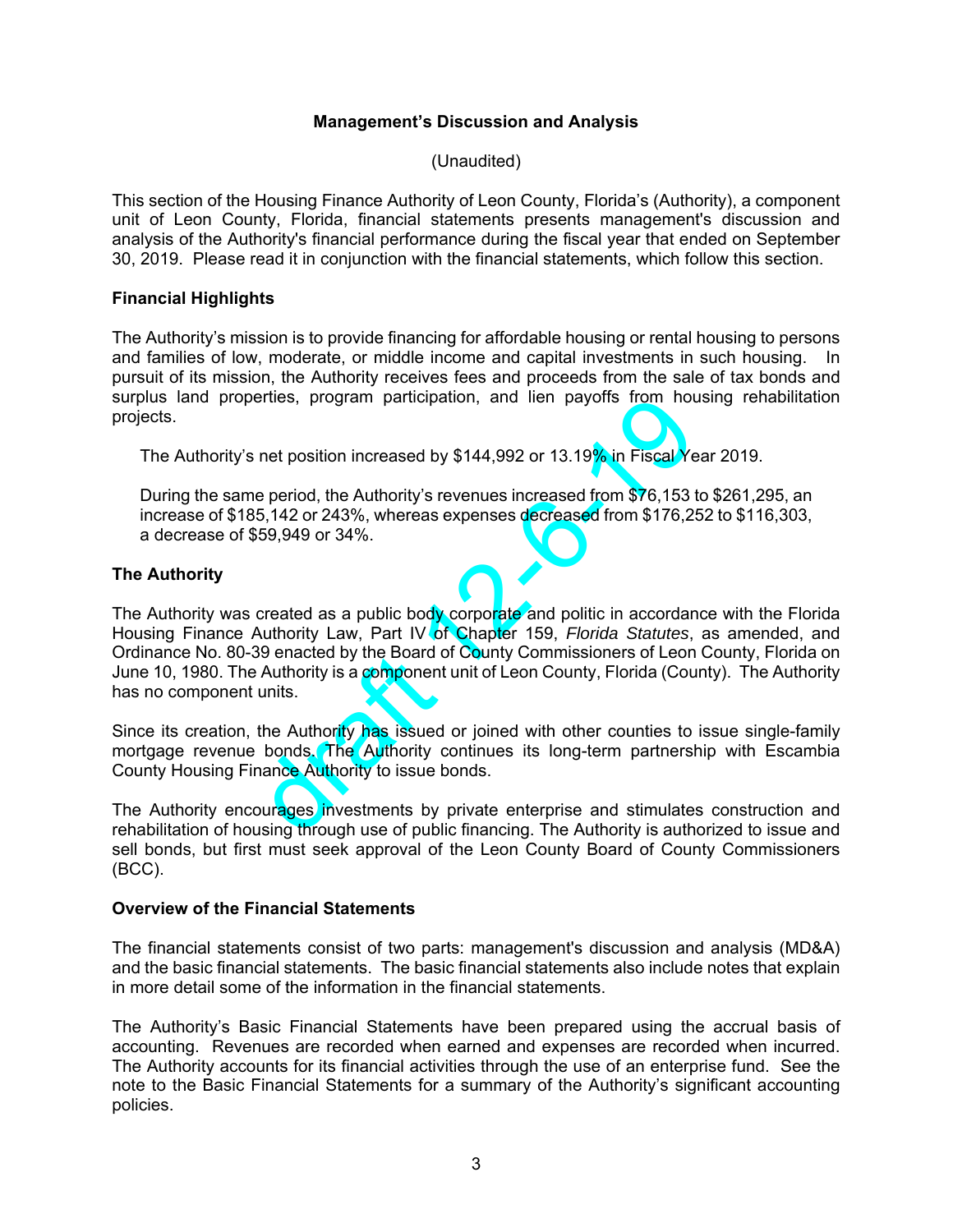## Management's Discussion and Analysis

(Unaudited)

This section of the Housing Finance Authority of Leon County, Florida's (Authority), a component unit of Leon County, Florida, financial statements presents management's discussion and analysis of the Authority's financial performance during the fiscal year that ended on September 30, 2019. Please read it in conjunction with the financial statements, which follow this section.

### Financial Highlights

The Authority's mission is to provide financing for affordable housing or rental housing to persons and families of low, moderate, or middle income and capital investments in such housing. In pursuit of its mission, the Authority receives fees and proceeds from the sale of tax bonds and surplus land properties, program participation, and lien payoffs from housing rehabilitation projects.

The Authority's net position increased by $144,992 or 13.19% in Fiscal Year 2019.

During the same period, the Authority's revenues increased from $76,153 to $261,295, an increase of $185,142 or 243%, whereas expenses decreased from $176,252 to $116,303, a decrease of $59,949 or 34%.

### The Authority

The Authority was created as a public body corporate and politic in accordance with the Florida Housing Finance Authority Law, Part IV of Chapter 159, *Florida Statutes*, as amended, and Ordinance No. 80-39 enacted by the Board of County Commissioners of Leon County, Florida on June 10, 1980. The Authority is a component unit of Leon County, Florida (County). The Authority has no component units.

Since its creation, the Authority has issued or joined with other counties to issue single-family mortgage revenue bonds. The Authority continues its long-term partnership with Escambia County Housing Finance Authority to issue bonds.

The Authority encourages investments by private enterprise and stimulates construction and rehabilitation of housing through use of public financing. The Authority is authorized to issue and sell bonds, but first must seek approval of the Leon County Board of County Commissioners (BCC).

### Overview of the Financial Statements

The financial statements consist of two parts: management's discussion and analysis (MD&A) and the basic financial statements. The basic financial statements also include notes that explain in more detail some of the information in the financial statements.

The Authority's Basic Financial Statements have been prepared using the accrual basis of accounting. Revenues are recorded when earned and expenses are recorded when incurred. The Authority accounts for its financial activities through the use of an enterprise fund. See the note to the Basic Financial Statements for a summary of the Authority's significant accounting policies.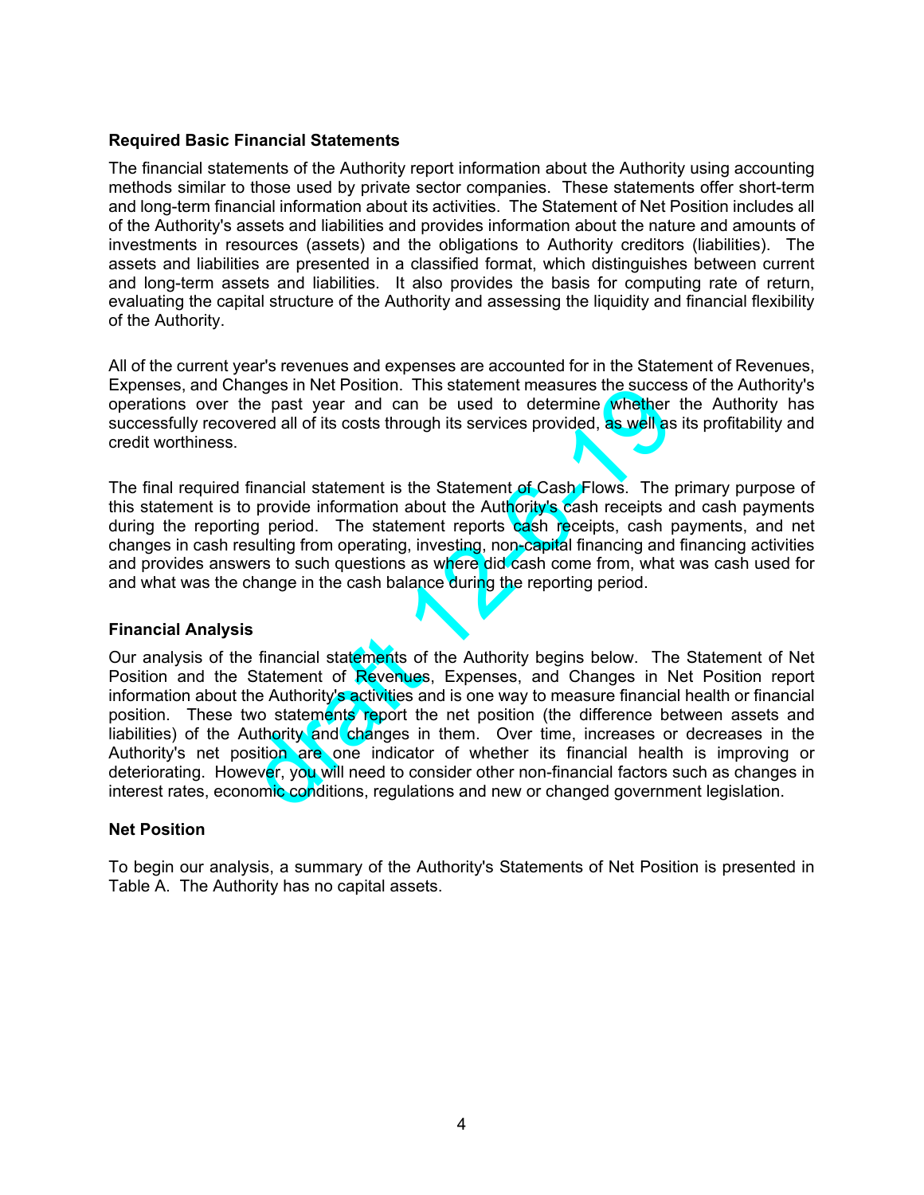### Required Basic Financial Statements

The financial statements of the Authority report information about the Authority using accounting methods similar to those used by private sector companies. These statements offer short-term and long-term financial information about its activities. The Statement of Net Position includes all of the Authority's assets and liabilities and provides information about the nature and amounts of investments in resources (assets) and the obligations to Authority creditors (liabilities). The assets and liabilities are presented in a classified format, which distinguishes between current and long-term assets and liabilities. It also provides the basis for computing rate of return, evaluating the capital structure of the Authority and assessing the liquidity and financial flexibility of the Authority.

All of the current year's revenues and expenses are accounted for in the Statement of Revenues, Expenses, and Changes in Net Position. This statement measures the success of the Authority's operations over the past year and can be used to determine whether the Authority has successfully recovered all of its costs through its services provided, as well as its profitability and credit worthiness.

The final required financial statement is the Statement of Cash Flows. The primary purpose of this statement is to provide information about the Authority's cash receipts and cash payments during the reporting period. The statement reports cash receipts, cash payments, and net changes in cash resulting from operating, investing, non-capital financing and financing activities and provides answers to such questions as where did cash come from, what was cash used for and what was the change in the cash balance during the reporting period.

### Financial Analysis

Our analysis of the financial statements of the Authority begins below. The Statement of Net Position and the Statement of Revenues, Expenses, and Changes in Net Position report information about the Authority's activities and is one way to measure financial health or financial position. These two statements report the net position (the difference between assets and liabilities) of the Authority and changes in them. Over time, increases or decreases in the Authority's net position are one indicator of whether its financial health is improving or deteriorating. However, you will need to consider other non-financial factors such as changes in interest rates, economic conditions, regulations and new or changed government legislation.

### Net Position

To begin our analysis, a summary of the Authority's Statements of Net Position is presented in Table A. The Authority has no capital assets.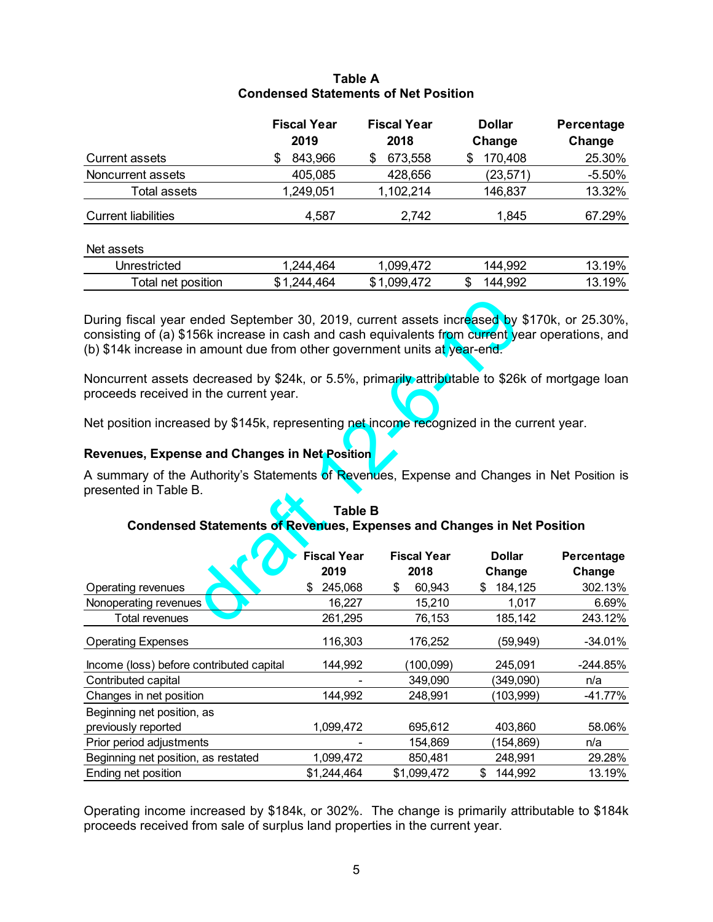**Table A**
**Condensed Statements of Net Position**

| | Fiscal Year 2019 | Fiscal Year 2018 | Dollar Change | Percentage Change |
|---|---|---|---|---|
| Current assets | $ 843,966 | $ 673,558 | $ 170,408 | 25.30% |
| Noncurrent assets | 405,085 | 428,656 | (23,571) | -5.50% |
| Total assets | 1,249,051 | 1,102,214 | 146,837 | 13.32% |
| Current liabilities | 4,587 | 2,742 | 1,845 | 67.29% |
| Net assets | | | | |
| Unrestricted | 1,244,464 | 1,099,472 | 144,992 | 13.19% |
| Total net position | $1,244,464 | $1,099,472 | $ 144,992 | 13.19% |

During fiscal year ended September 30, 2019, current assets increased by $170k, or 25.30%, consisting of (a) $156k increase in cash and cash equivalents from current year operations, and (b) $14k increase in amount due from other government units at year-end.

Noncurrent assets decreased by $24k, or 5.5%, primarily attributable to $26k of mortgage loan proceeds received in the current year.

Net position increased by $145k, representing net income recognized in the current year.

### Revenues, Expense and Changes in Net Position

A summary of the Authority's Statements of Revenues, Expense and Changes in Net Position is presented in Table B.

**Table B**
**Condensed Statements of Revenues, Expenses and Changes in Net Position**

| | Fiscal Year 2019 | Fiscal Year 2018 | Dollar Change | Percentage Change |
|---|---|---|---|---|
| Operating revenues | $ 245,068 | $ 60,943 | $ 184,125 | 302.13% |
| Nonoperating revenues | 16,227 | 15,210 | 1,017 | 6.69% |
| Total revenues | 261,295 | 76,153 | 185,142 | 243.12% |
| Operating Expenses | 116,303 | 176,252 | (59,949) | -34.01% |
| Income (loss) before contributed capital | 144,992 | (100,099) | 245,091 | -244.85% |
| Contributed capital | - | 349,090 | (349,090) | n/a |
| Changes in net position | 144,992 | 248,991 | (103,999) | -41.77% |
| Beginning net position, as previously reported | 1,099,472 | 695,612 | 403,860 | 58.06% |
| Prior period adjustments | - | 154,869 | (154,869) | n/a |
| Beginning net position, as restated | 1,099,472 | 850,481 | 248,991 | 29.28% |
| Ending net position | $1,244,464 | $1,099,472 | $ 144,992 | 13.19% |

Operating income increased by $184k, or 302%. The change is primarily attributable to $184k proceeds received from sale of surplus land properties in the current year.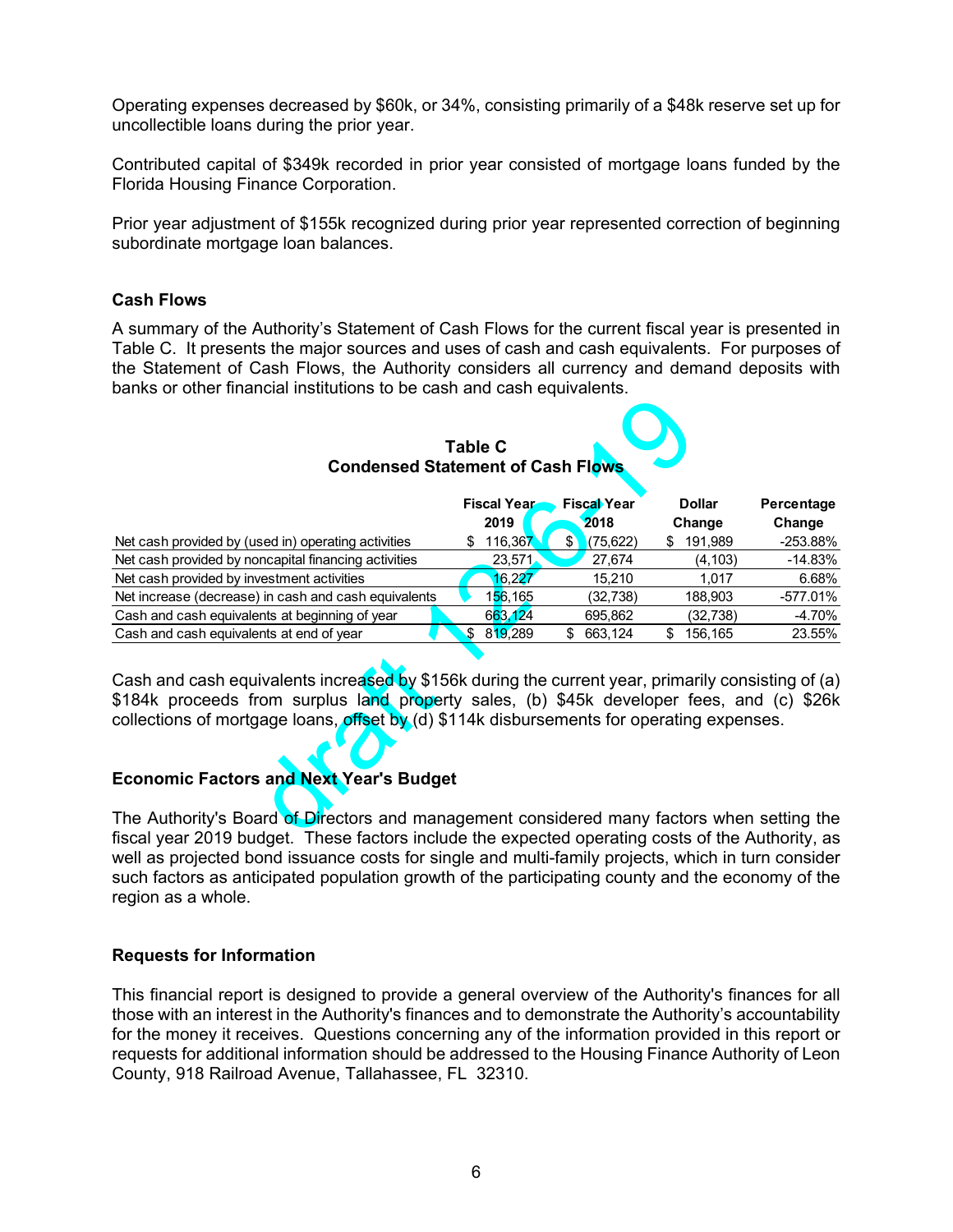Operating expenses decreased by $60k, or 34%, consisting primarily of a $48k reserve set up for uncollectible loans during the prior year.

Contributed capital of $349k recorded in prior year consisted of mortgage loans funded by the Florida Housing Finance Corporation.

Prior year adjustment of $155k recognized during prior year represented correction of beginning subordinate mortgage loan balances.

### Cash Flows

A summary of the Authority's Statement of Cash Flows for the current fiscal year is presented in Table C. It presents the major sources and uses of cash and cash equivalents. For purposes of the Statement of Cash Flows, the Authority considers all currency and demand deposits with banks or other financial institutions to be cash and cash equivalents.

**Table C**
**Condensed Statement of Cash Flows**

| | Fiscal Year 2019 | Fiscal Year 2018 | Dollar Change | Percentage Change |
|---|---|---|---|---|
| Net cash provided by (used in) operating activities | $ 116,367 | $ (75,622) | $ 191,989 | -253.88% |
| Net cash provided by noncapital financing activities | 23,571 | 27,674 | (4,103) | -14.83% |
| Net cash provided by investment activities | 16,227 | 15,210 | 1,017 | 6.68% |
| Net increase (decrease) in cash and cash equivalents | 156,165 | (32,738) | 188,903 | -577.01% |
| Cash and cash equivalents at beginning of year | 663,124 | 695,862 | (32,738) | -4.70% |
| Cash and cash equivalents at end of year | $ 819,289 | $ 663,124 | $ 156,165 | 23.55% |

Cash and cash equivalents increased by $156k during the current year, primarily consisting of (a) $184k proceeds from surplus land property sales, (b) $45k developer fees, and (c) $26k collections of mortgage loans, offset by (d) $114k disbursements for operating expenses.

### Economic Factors and Next Year's Budget

The Authority's Board of Directors and management considered many factors when setting the fiscal year 2019 budget. These factors include the expected operating costs of the Authority, as well as projected bond issuance costs for single and multi-family projects, which in turn consider such factors as anticipated population growth of the participating county and the economy of the region as a whole.

### Requests for Information

This financial report is designed to provide a general overview of the Authority's finances for all those with an interest in the Authority's finances and to demonstrate the Authority's accountability for the money it receives. Questions concerning any of the information provided in this report or requests for additional information should be addressed to the Housing Finance Authority of Leon County, 918 Railroad Avenue, Tallahassee, FL 32310.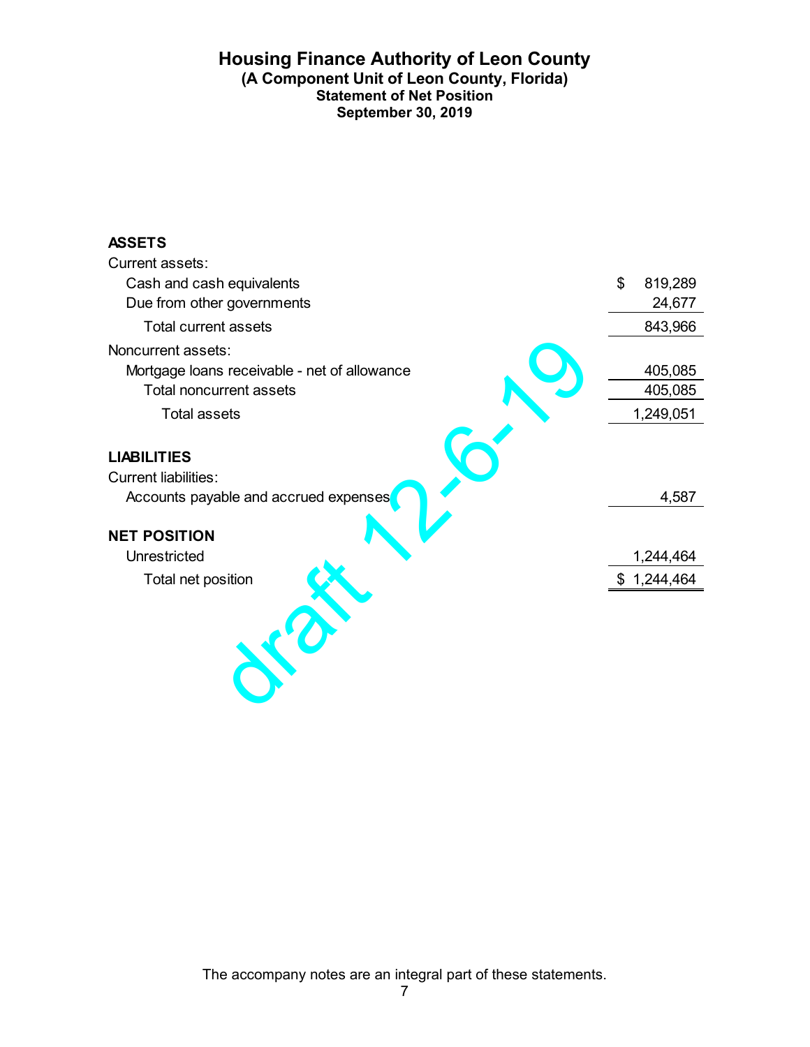# Housing Finance Authority of Leon County
## (A Component Unit of Leon County, Florida)
### Statement of Net Position
### September 30, 2019

| | |
|---|---|
| **ASSETS** | |
| Current assets: | |
| Cash and cash equivalents | $ 819,289 |
| Due from other governments | 24,677 |
| Total current assets | 843,966 |
| Noncurrent assets: | |
| Mortgage loans receivable - net of allowance | 405,085 |
| Total noncurrent assets | 405,085 |
| Total assets | 1,249,051 |
| **LIABILITIES** | |
| Current liabilities: | |
| Accounts payable and accrued expenses | 4,587 |
| **NET POSITION** | |
| Unrestricted | 1,244,464 |
| Total net position | $ 1,244,464 |

draft 12-6-19

The accompany notes are an integral part of these statements.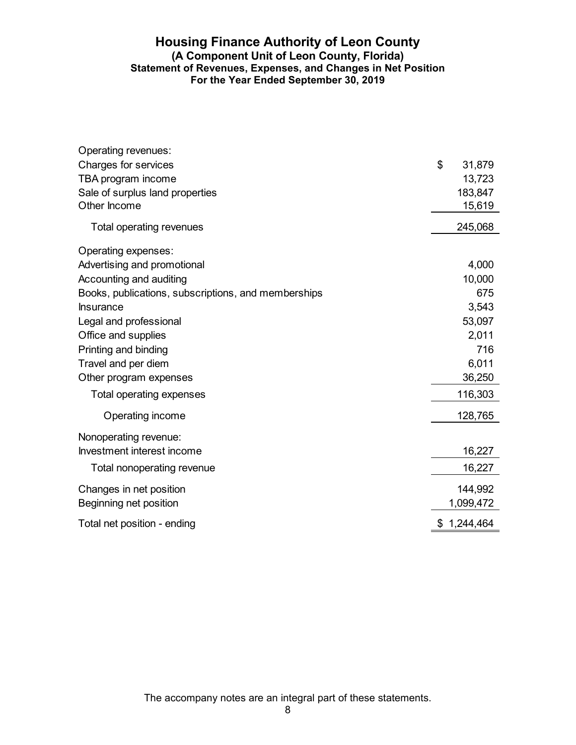# Housing Finance Authority of Leon County

### (A Component Unit of Leon County, Florida)

### Statement of Revenues, Expenses, and Changes in Net Position

### For the Year Ended September 30, 2019

| | |
|---|---|
| Operating revenues: | |
| Charges for services | $ 31,879 |
| TBA program income | 13,723 |
| Sale of surplus land properties | 183,847 |
| Other Income | 15,619 |
| Total operating revenues | 245,068 |
| Operating expenses: | |
| Advertising and promotional | 4,000 |
| Accounting and auditing | 10,000 |
| Books, publications, subscriptions, and memberships | 675 |
| Insurance | 3,543 |
| Legal and professional | 53,097 |
| Office and supplies | 2,011 |
| Printing and binding | 716 |
| Travel and per diem | 6,011 |
| Other program expenses | 36,250 |
| Total operating expenses | 116,303 |
| Operating income | 128,765 |
| Nonoperating revenue: | |
| Investment interest income | 16,227 |
| Total nonoperating revenue | 16,227 |
| Changes in net position | 144,992 |
| Beginning net position | 1,099,472 |
| Total net position - ending | $ 1,244,464 |

The accompany notes are an integral part of these statements.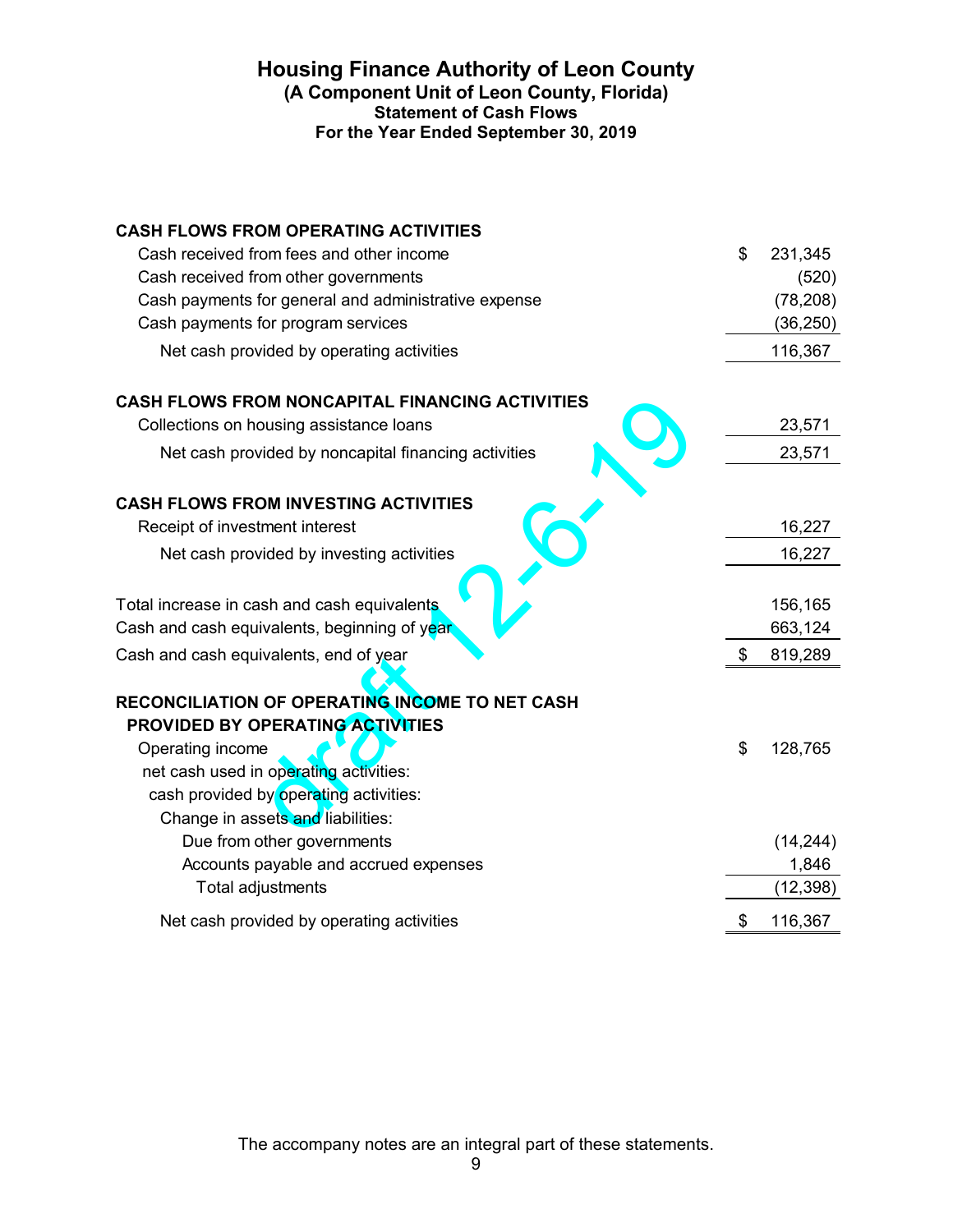# Housing Finance Authority of Leon County

## (A Component Unit of Leon County, Florida)

### Statement of Cash Flows

### For the Year Ended September 30, 2019

| | |
|---|---|
| **CASH FLOWS FROM OPERATING ACTIVITIES** | |
| Cash received from fees and other income | $ 231,345 |
| Cash received from other governments | (520) |
| Cash payments for general and administrative expense | (78,208) |
| Cash payments for program services | (36,250) |
| Net cash provided by operating activities | 116,367 |
| **CASH FLOWS FROM NONCAPITAL FINANCING ACTIVITIES** | |
| Collections on housing assistance loans | 23,571 |
| Net cash provided by noncapital financing activities | 23,571 |
| **CASH FLOWS FROM INVESTING ACTIVITIES** | |
| Receipt of investment interest | 16,227 |
| Net cash provided by investing activities | 16,227 |
| Total increase in cash and cash equivalents | 156,165 |
| Cash and cash equivalents, beginning of year | 663,124 |
| Cash and cash equivalents, end of year | $ 819,289 |
| **RECONCILIATION OF OPERATING INCOME TO NET CASH PROVIDED BY OPERATING ACTIVITIES** | |
| Operating income | $ 128,765 |
| net cash used in operating activities: | |
| cash provided by operating activities: | |
| Change in assets and liabilities: | |
| Due from other governments | (14,244) |
| Accounts payable and accrued expenses | 1,846 |
| Total adjustments | (12,398) |
| Net cash provided by operating activities | $ 116,367 |

draft 12-6-19

The accompany notes are an integral part of these statements.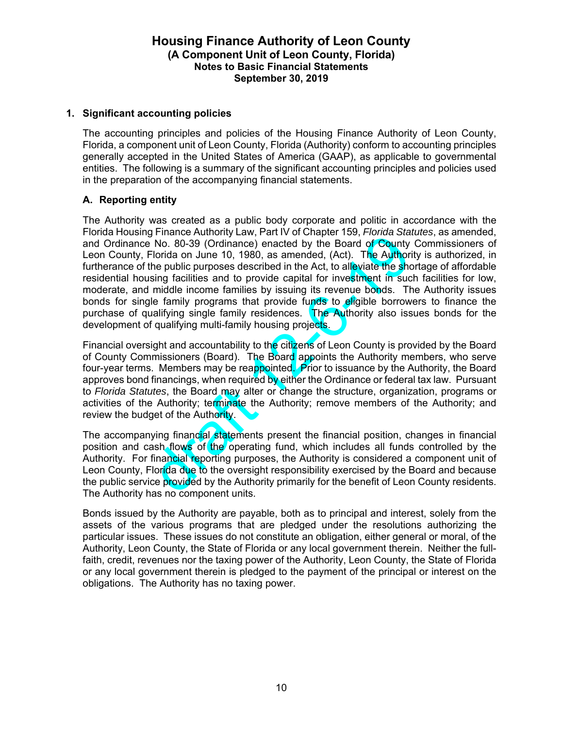# Housing Finance Authority of Leon County
### (A Component Unit of Leon County, Florida)
### Notes to Basic Financial Statements
### September 30, 2019

## 1. Significant accounting policies

The accounting principles and policies of the Housing Finance Authority of Leon County, Florida, a component unit of Leon County, Florida (Authority) conform to accounting principles generally accepted in the United States of America (GAAP), as applicable to governmental entities. The following is a summary of the significant accounting principles and policies used in the preparation of the accompanying financial statements.

### A. Reporting entity

The Authority was created as a public body corporate and politic in accordance with the Florida Housing Finance Authority Law, Part IV of Chapter 159, *Florida Statutes*, as amended, and Ordinance No. 80-39 (Ordinance) enacted by the Board of County Commissioners of Leon County, Florida on June 10, 1980, as amended, (Act). The Authority is authorized, in furtherance of the public purposes described in the Act, to alleviate the shortage of affordable residential housing facilities and to provide capital for investment in such facilities for low, moderate, and middle income families by issuing its revenue bonds. The Authority issues bonds for single family programs that provide funds to eligible borrowers to finance the purchase of qualifying single family residences. The Authority also issues bonds for the development of qualifying multi-family housing projects.

Financial oversight and accountability to the citizens of Leon County is provided by the Board of County Commissioners (Board). The Board appoints the Authority members, who serve four-year terms. Members may be reappointed. Prior to issuance by the Authority, the Board approves bond financings, when required by either the Ordinance or federal tax law. Pursuant to *Florida Statutes*, the Board may alter or change the structure, organization, programs or activities of the Authority; terminate the Authority; remove members of the Authority; and review the budget of the Authority.

The accompanying financial statements present the financial position, changes in financial position and cash flows of the operating fund, which includes all funds controlled by the Authority. For financial reporting purposes, the Authority is considered a component unit of Leon County, Florida due to the oversight responsibility exercised by the Board and because the public service provided by the Authority primarily for the benefit of Leon County residents. The Authority has no component units.

Bonds issued by the Authority are payable, both as to principal and interest, solely from the assets of the various programs that are pledged under the resolutions authorizing the particular issues. These issues do not constitute an obligation, either general or moral, of the Authority, Leon County, the State of Florida or any local government therein. Neither the full-faith, credit, revenues nor the taxing power of the Authority, Leon County, the State of Florida or any local government therein is pledged to the payment of the principal or interest on the obligations. The Authority has no taxing power.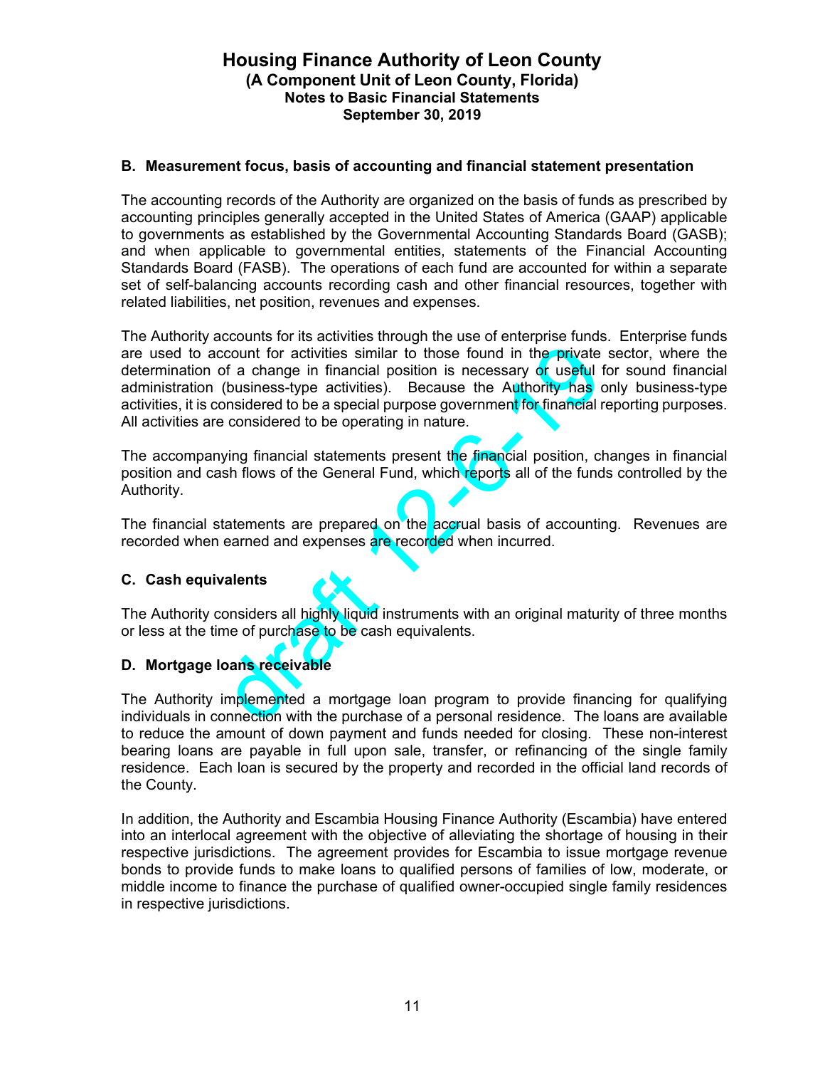# Housing Finance Authority of Leon County
## (A Component Unit of Leon County, Florida)
### Notes to Basic Financial Statements
### September 30, 2019

**B. Measurement focus, basis of accounting and financial statement presentation**

The accounting records of the Authority are organized on the basis of funds as prescribed by accounting principles generally accepted in the United States of America (GAAP) applicable to governments as established by the Governmental Accounting Standards Board (GASB); and when applicable to governmental entities, statements of the Financial Accounting Standards Board (FASB). The operations of each fund are accounted for within a separate set of self-balancing accounts recording cash and other financial resources, together with related liabilities, net position, revenues and expenses.

The Authority accounts for its activities through the use of enterprise funds. Enterprise funds are used to account for activities similar to those found in the private sector, where the determination of a change in financial position is necessary or useful for sound financial administration (business-type activities). Because the Authority has only business-type activities, it is considered to be a special purpose government for financial reporting purposes. All activities are considered to be operating in nature.

The accompanying financial statements present the financial position, changes in financial position and cash flows of the General Fund, which reports all of the funds controlled by the Authority.

The financial statements are prepared on the accrual basis of accounting. Revenues are recorded when earned and expenses are recorded when incurred.

**C. Cash equivalents**

The Authority considers all highly liquid instruments with an original maturity of three months or less at the time of purchase to be cash equivalents.

**D. Mortgage loans receivable**

The Authority implemented a mortgage loan program to provide financing for qualifying individuals in connection with the purchase of a personal residence. The loans are available to reduce the amount of down payment and funds needed for closing. These non-interest bearing loans are payable in full upon sale, transfer, or refinancing of the single family residence. Each loan is secured by the property and recorded in the official land records of the County.

In addition, the Authority and Escambia Housing Finance Authority (Escambia) have entered into an interlocal agreement with the objective of alleviating the shortage of housing in their respective jurisdictions. The agreement provides for Escambia to issue mortgage revenue bonds to provide funds to make loans to qualified persons of families of low, moderate, or middle income to finance the purchase of qualified owner-occupied single family residences in respective jurisdictions.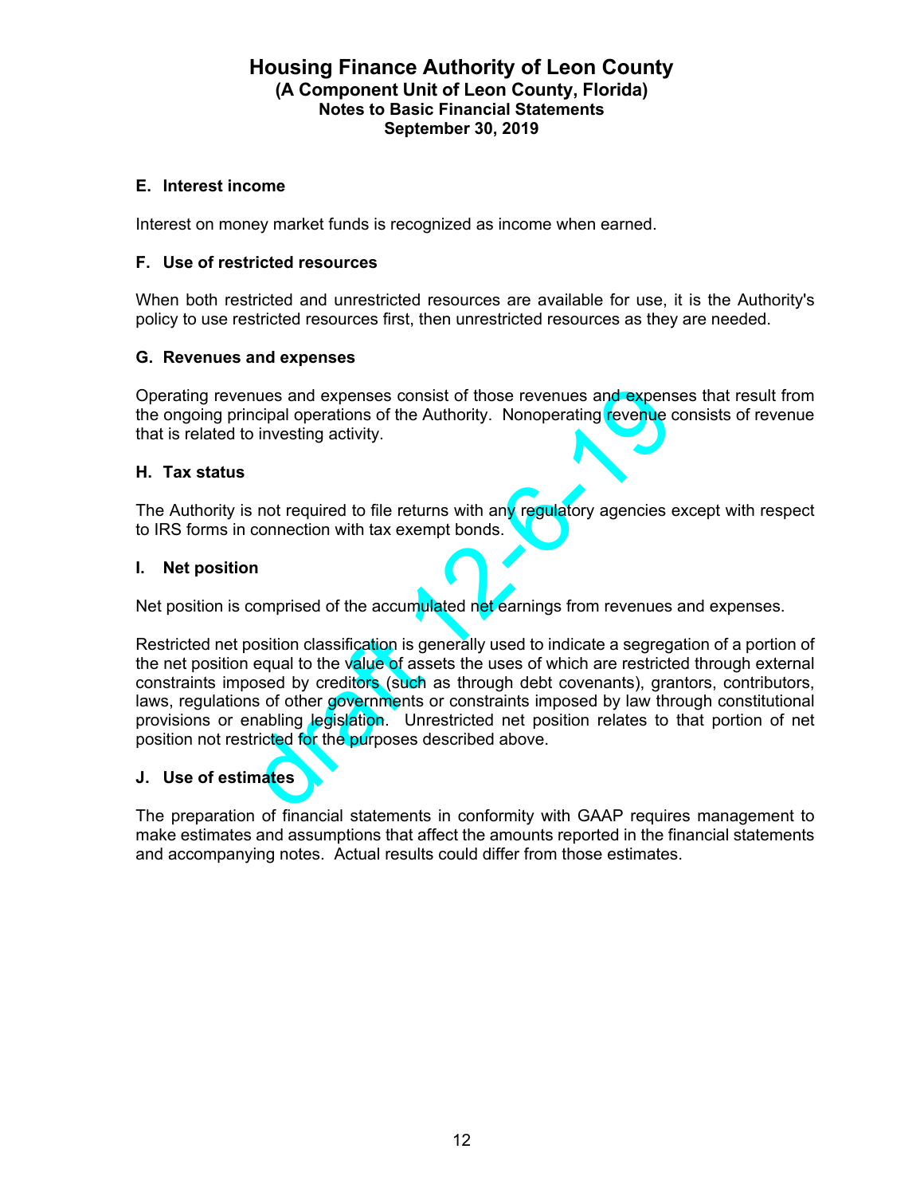### E. Interest income

Interest on money market funds is recognized as income when earned.

### F. Use of restricted resources

When both restricted and unrestricted resources are available for use, it is the Authority's policy to use restricted resources first, then unrestricted resources as they are needed.

### G. Revenues and expenses

Operating revenues and expenses consist of those revenues and expenses that result from the ongoing principal operations of the Authority. Nonoperating revenue consists of revenue that is related to investing activity.

### H. Tax status

The Authority is not required to file returns with any regulatory agencies except with respect to IRS forms in connection with tax exempt bonds.

### I. Net position

Net position is comprised of the accumulated net earnings from revenues and expenses.

Restricted net position classification is generally used to indicate a segregation of a portion of the net position equal to the value of assets the uses of which are restricted through external constraints imposed by creditors (such as through debt covenants), grantors, contributors, laws, regulations of other governments or constraints imposed by law through constitutional provisions or enabling legislation. Unrestricted net position relates to that portion of net position not restricted for the purposes described above.

### J. Use of estimates

The preparation of financial statements in conformity with GAAP requires management to make estimates and assumptions that affect the amounts reported in the financial statements and accompanying notes. Actual results could differ from those estimates.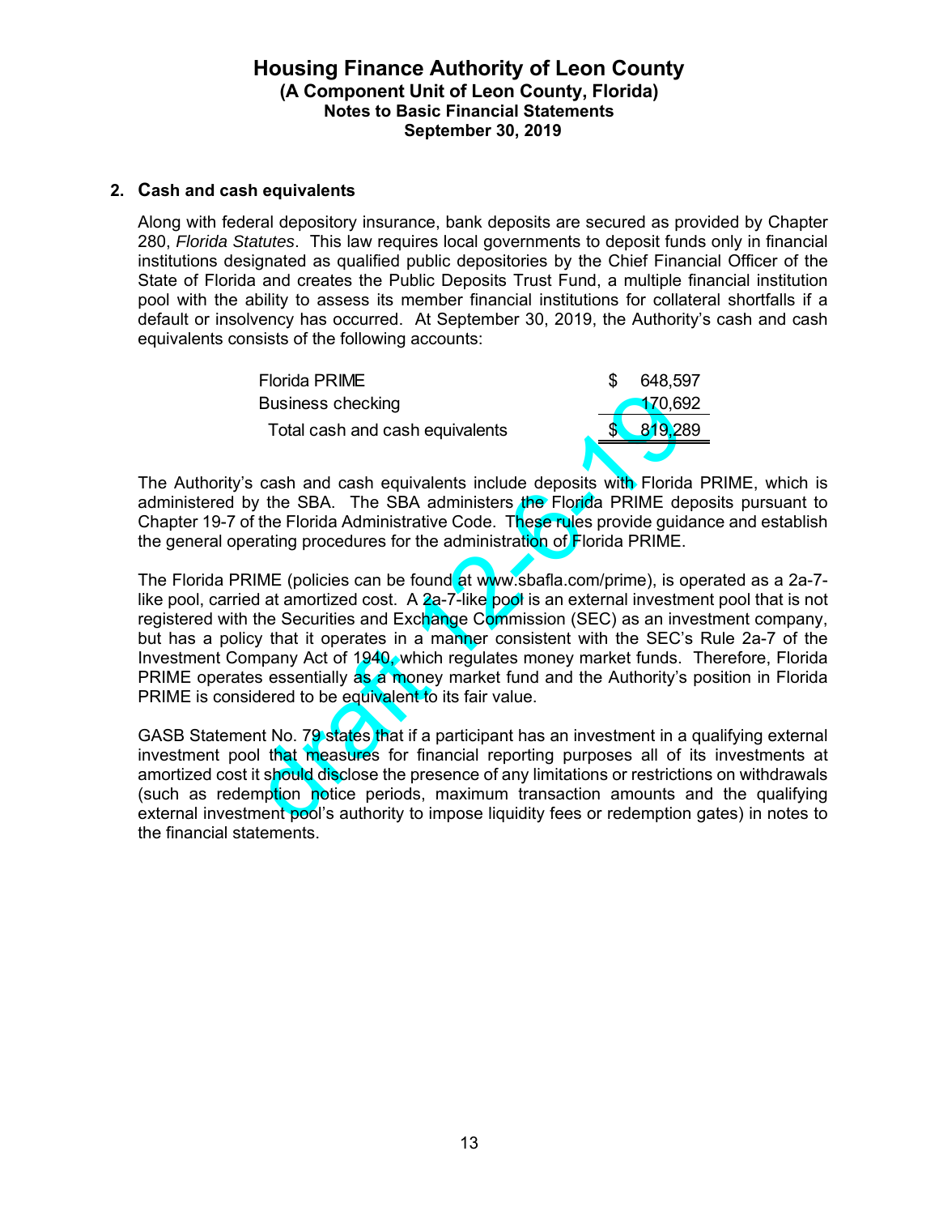# Housing Finance Authority of Leon County
## (A Component Unit of Leon County, Florida)
## Notes to Basic Financial Statements
## September 30, 2019

### 2. Cash and cash equivalents

Along with federal depository insurance, bank deposits are secured as provided by Chapter 280, *Florida Statutes*. This law requires local governments to deposit funds only in financial institutions designated as qualified public depositories by the Chief Financial Officer of the State of Florida and creates the Public Deposits Trust Fund, a multiple financial institution pool with the ability to assess its member financial institutions for collateral shortfalls if a default or insolvency has occurred. At September 30, 2019, the Authority's cash and cash equivalents consists of the following accounts:

| | |
|---|---|
| Florida PRIME | $ 648,597 |
| Business checking | 170,692 |
| Total cash and cash equivalents | $ 819,289 |

The Authority's cash and cash equivalents include deposits with Florida PRIME, which is administered by the SBA. The SBA administers the Florida PRIME deposits pursuant to Chapter 19-7 of the Florida Administrative Code. These rules provide guidance and establish the general operating procedures for the administration of Florida PRIME.

The Florida PRIME (policies can be found at www.sbafla.com/prime), is operated as a 2a-7-like pool, carried at amortized cost. A 2a-7-like pool is an external investment pool that is not registered with the Securities and Exchange Commission (SEC) as an investment company, but has a policy that it operates in a manner consistent with the SEC's Rule 2a-7 of the Investment Company Act of 1940, which regulates money market funds. Therefore, Florida PRIME operates essentially as a money market fund and the Authority's position in Florida PRIME is considered to be equivalent to its fair value.

GASB Statement No. 79 states that if a participant has an investment in a qualifying external investment pool that measures for financial reporting purposes all of its investments at amortized cost it should disclose the presence of any limitations or restrictions on withdrawals (such as redemption notice periods, maximum transaction amounts and the qualifying external investment pool's authority to impose liquidity fees or redemption gates) in notes to the financial statements.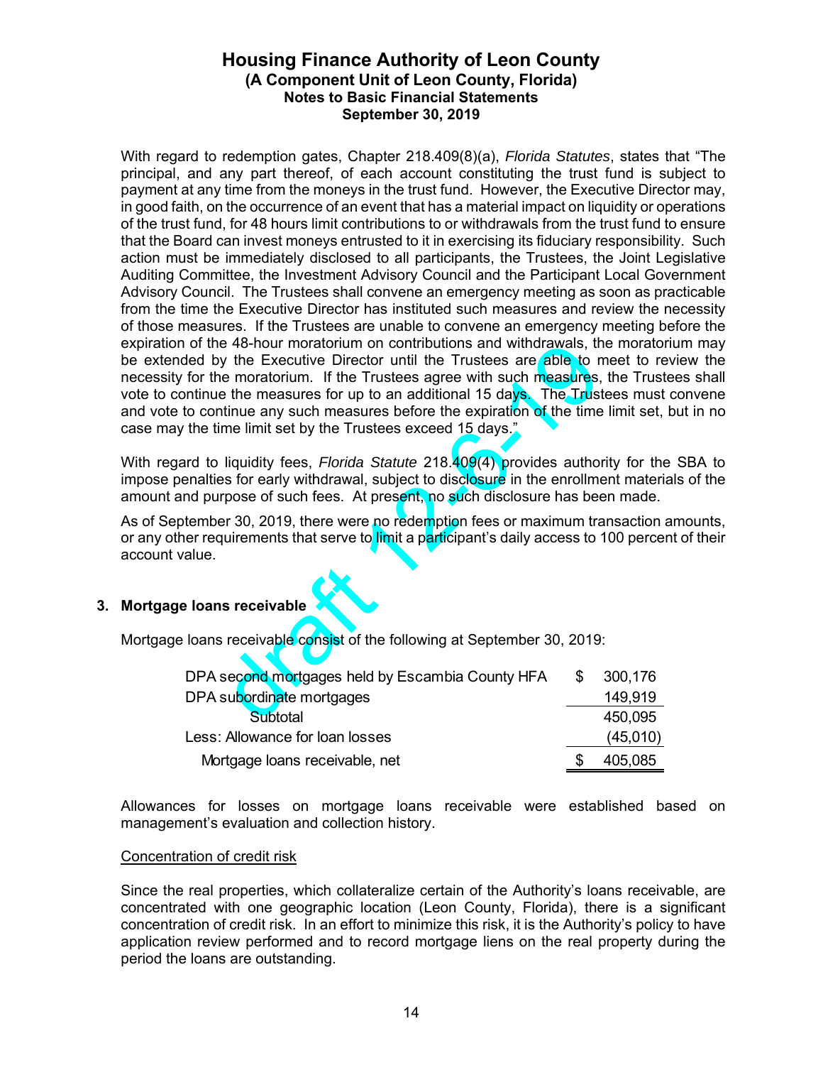With regard to redemption gates, Chapter 218.409(8)(a), *Florida Statutes*, states that "The principal, and any part thereof, of each account constituting the trust fund is subject to payment at any time from the moneys in the trust fund. However, the Executive Director may, in good faith, on the occurrence of an event that has a material impact on liquidity or operations of the trust fund, for 48 hours limit contributions to or withdrawals from the trust fund to ensure that the Board can invest moneys entrusted to it in exercising its fiduciary responsibility. Such action must be immediately disclosed to all participants, the Trustees, the Joint Legislative Auditing Committee, the Investment Advisory Council and the Participant Local Government Advisory Council. The Trustees shall convene an emergency meeting as soon as practicable from the time the Executive Director has instituted such measures and review the necessity of those measures. If the Trustees are unable to convene an emergency meeting before the expiration of the 48-hour moratorium on contributions and withdrawals, the moratorium may be extended by the Executive Director until the Trustees are able to meet to review the necessity for the moratorium. If the Trustees agree with such measures, the Trustees shall vote to continue the measures for up to an additional 15 days. The Trustees must convene and vote to continue any such measures before the expiration of the time limit set, but in no case may the time limit set by the Trustees exceed 15 days."

With regard to liquidity fees, *Florida Statute* 218.409(4) provides authority for the SBA to impose penalties for early withdrawal, subject to disclosure in the enrollment materials of the amount and purpose of such fees. At present, no such disclosure has been made.

As of September 30, 2019, there were no redemption fees or maximum transaction amounts, or any other requirements that serve to limit a participant's daily access to 100 percent of their account value.

## 3. Mortgage loans receivable

Mortgage loans receivable consist of the following at September 30, 2019:

| | |
|---|---|
| DPA second mortgages held by Escambia County HFA | $ 300,176 |
| DPA subordinate mortgages | 149,919 |
| Subtotal | 450,095 |
| Less: Allowance for loan losses | (45,010) |
| Mortgage loans receivable, net | $ 405,085 |

Allowances for losses on mortgage loans receivable were established based on management's evaluation and collection history.

Concentration of credit risk

Since the real properties, which collateralize certain of the Authority's loans receivable, are concentrated with one geographic location (Leon County, Florida), there is a significant concentration of credit risk. In an effort to minimize this risk, it is the Authority's policy to have application review performed and to record mortgage liens on the real property during the period the loans are outstanding.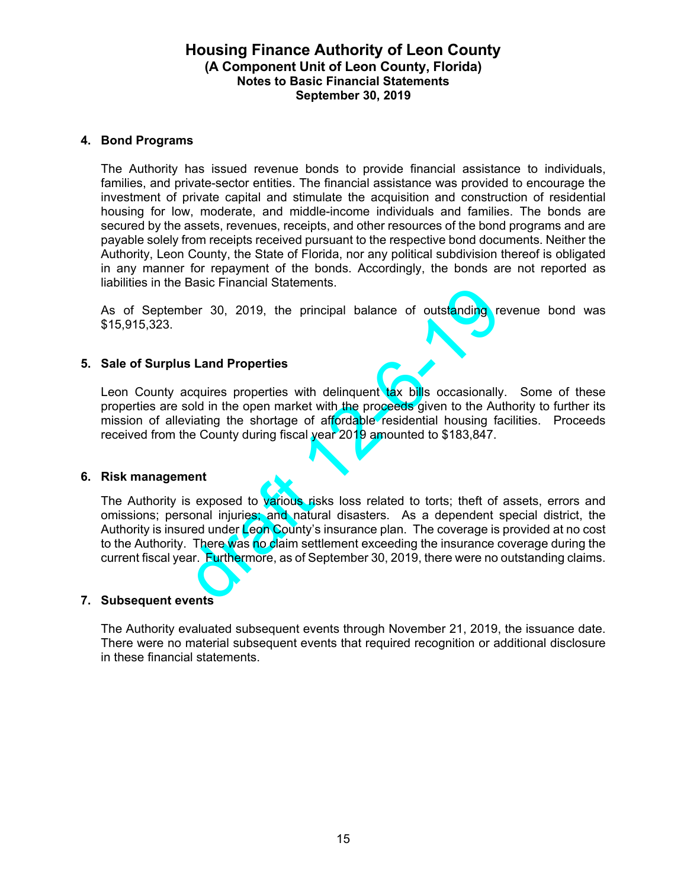# Housing Finance Authority of Leon County
## (A Component Unit of Leon County, Florida)
## Notes to Basic Financial Statements
## September 30, 2019

**4. Bond Programs**

The Authority has issued revenue bonds to provide financial assistance to individuals, families, and private-sector entities. The financial assistance was provided to encourage the investment of private capital and stimulate the acquisition and construction of residential housing for low, moderate, and middle-income individuals and families. The bonds are secured by the assets, revenues, receipts, and other resources of the bond programs and are payable solely from receipts received pursuant to the respective bond documents. Neither the Authority, Leon County, the State of Florida, nor any political subdivision thereof is obligated in any manner for repayment of the bonds. Accordingly, the bonds are not reported as liabilities in the Basic Financial Statements.

As of September 30, 2019, the principal balance of outstanding revenue bond was $15,915,323.

**5. Sale of Surplus Land Properties**

Leon County acquires properties with delinquent tax bills occasionally. Some of these properties are sold in the open market with the proceeds given to the Authority to further its mission of alleviating the shortage of affordable residential housing facilities. Proceeds received from the County during fiscal year 2019 amounted to $183,847.

**6. Risk management**

The Authority is exposed to various risks loss related to torts; theft of assets, errors and omissions; personal injuries; and natural disasters. As a dependent special district, the Authority is insured under Leon County's insurance plan. The coverage is provided at no cost to the Authority. There was no claim settlement exceeding the insurance coverage during the current fiscal year. Furthermore, as of September 30, 2019, there were no outstanding claims.

**7. Subsequent events**

The Authority evaluated subsequent events through November 21, 2019, the issuance date. There were no material subsequent events that required recognition or additional disclosure in these financial statements.

draft 12-6-19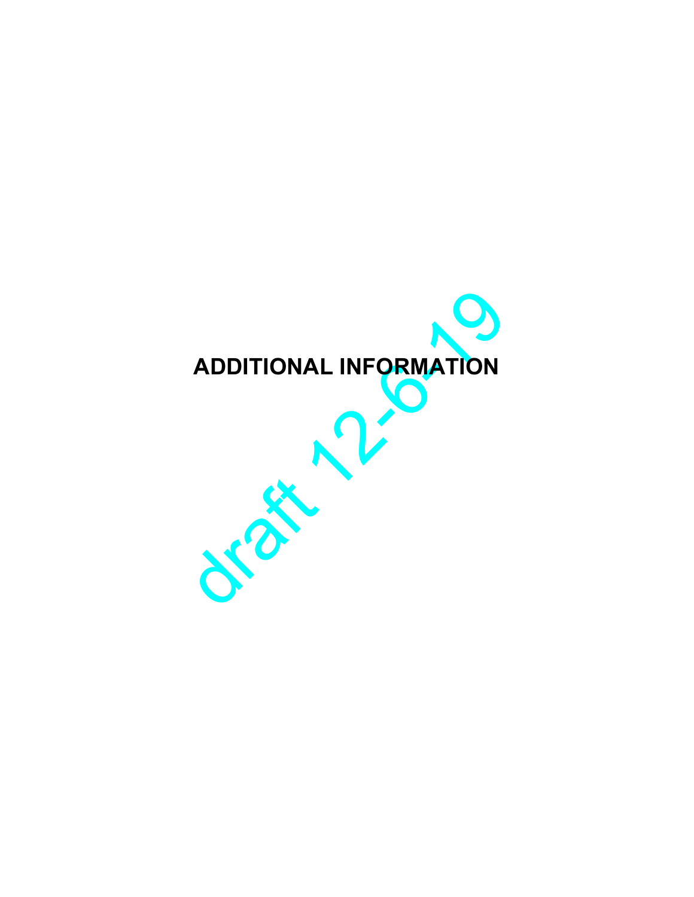# ADDITIONAL INFORMATION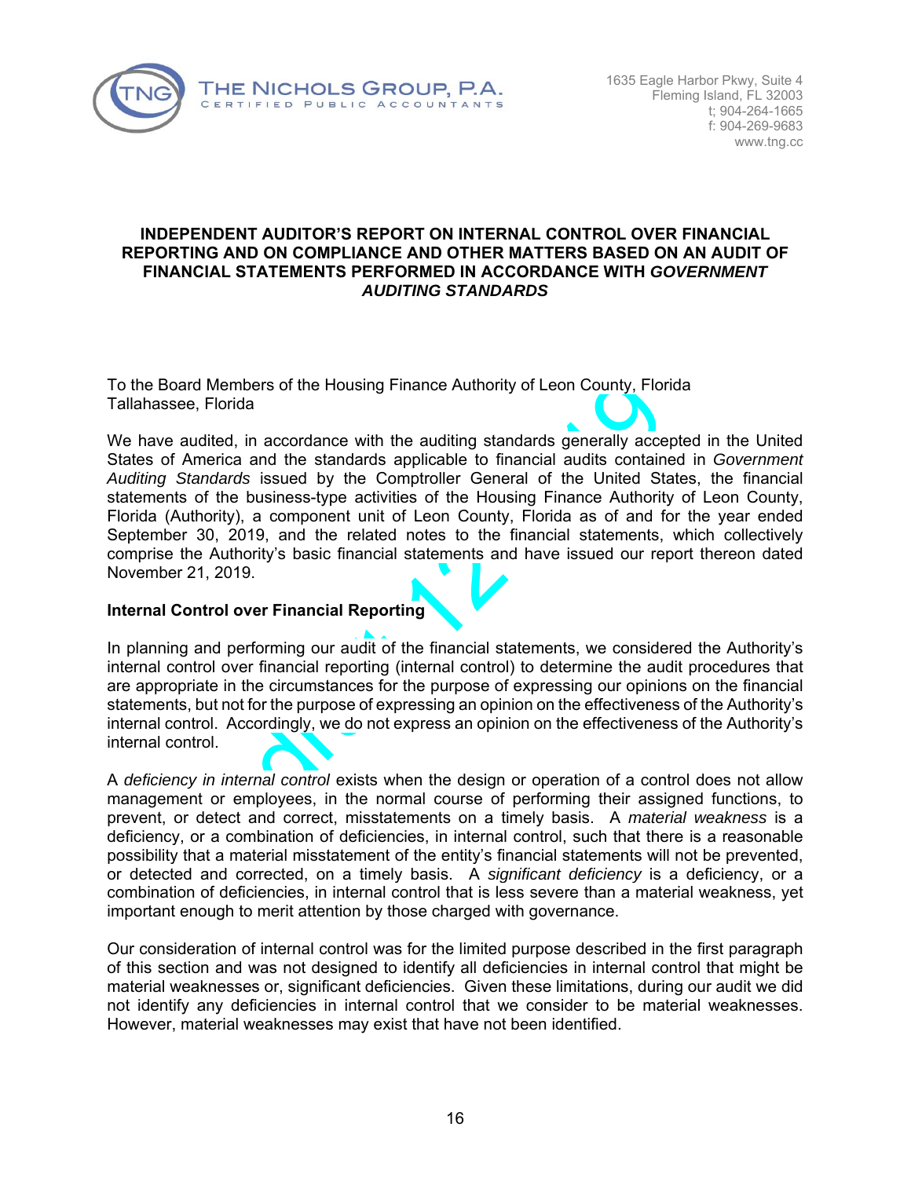THE NICHOLS GROUP, P.A.
CERTIFIED PUBLIC ACCOUNTANTS

1635 Eagle Harbor Pkwy, Suite 4
Fleming Island, FL 32003
t; 904-264-1665
f: 904-269-9683
www.tng.cc

# INDEPENDENT AUDITOR'S REPORT ON INTERNAL CONTROL OVER FINANCIAL REPORTING AND ON COMPLIANCE AND OTHER MATTERS BASED ON AN AUDIT OF FINANCIAL STATEMENTS PERFORMED IN ACCORDANCE WITH *GOVERNMENT AUDITING STANDARDS*

To the Board Members of the Housing Finance Authority of Leon County, Florida
Tallahassee, Florida

We have audited, in accordance with the auditing standards generally accepted in the United States of America and the standards applicable to financial audits contained in *Government Auditing Standards* issued by the Comptroller General of the United States, the financial statements of the business-type activities of the Housing Finance Authority of Leon County, Florida (Authority), a component unit of Leon County, Florida as of and for the year ended September 30, 2019, and the related notes to the financial statements, which collectively comprise the Authority's basic financial statements and have issued our report thereon dated November 21, 2019.

## Internal Control over Financial Reporting

In planning and performing our audit of the financial statements, we considered the Authority's internal control over financial reporting (internal control) to determine the audit procedures that are appropriate in the circumstances for the purpose of expressing our opinions on the financial statements, but not for the purpose of expressing an opinion on the effectiveness of the Authority's internal control. Accordingly, we do not express an opinion on the effectiveness of the Authority's internal control.

A *deficiency in internal control* exists when the design or operation of a control does not allow management or employees, in the normal course of performing their assigned functions, to prevent, or detect and correct, misstatements on a timely basis. A *material weakness* is a deficiency, or a combination of deficiencies, in internal control, such that there is a reasonable possibility that a material misstatement of the entity's financial statements will not be prevented, or detected and corrected, on a timely basis. A *significant deficiency* is a deficiency, or a combination of deficiencies, in internal control that is less severe than a material weakness, yet important enough to merit attention by those charged with governance.

Our consideration of internal control was for the limited purpose described in the first paragraph of this section and was not designed to identify all deficiencies in internal control that might be material weaknesses or, significant deficiencies. Given these limitations, during our audit we did not identify any deficiencies in internal control that we consider to be material weaknesses. However, material weaknesses may exist that have not been identified.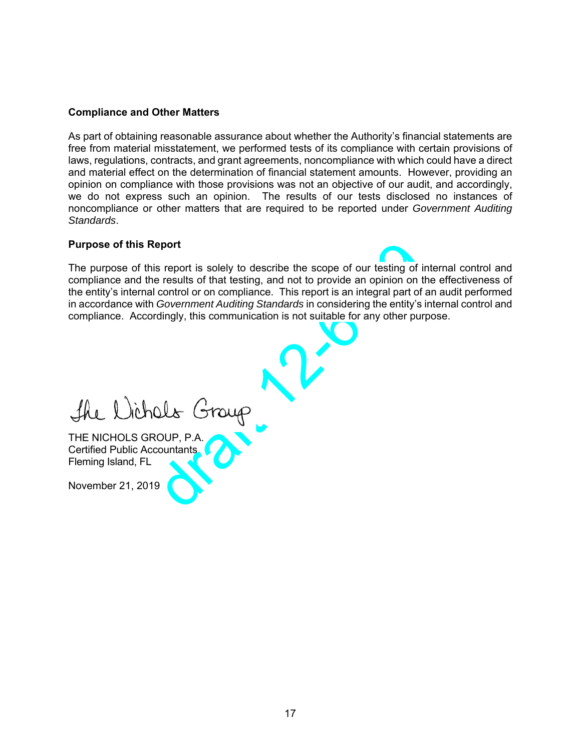**Compliance and Other Matters**

As part of obtaining reasonable assurance about whether the Authority's financial statements are free from material misstatement, we performed tests of its compliance with certain provisions of laws, regulations, contracts, and grant agreements, noncompliance with which could have a direct and material effect on the determination of financial statement amounts. However, providing an opinion on compliance with those provisions was not an objective of our audit, and accordingly, we do not express such an opinion. The results of our tests disclosed no instances of noncompliance or other matters that are required to be reported under *Government Auditing Standards*.

**Purpose of this Report**

The purpose of this report is solely to describe the scope of our testing of internal control and compliance and the results of that testing, and not to provide an opinion on the effectiveness of the entity's internal control or on compliance. This report is an integral part of an audit performed in accordance with *Government Auditing Standards* in considering the entity's internal control and compliance. Accordingly, this communication is not suitable for any other purpose.

The Nichols Group

THE NICHOLS GROUP, P.A.
Certified Public Accountants
Fleming Island, FL

November 21, 2019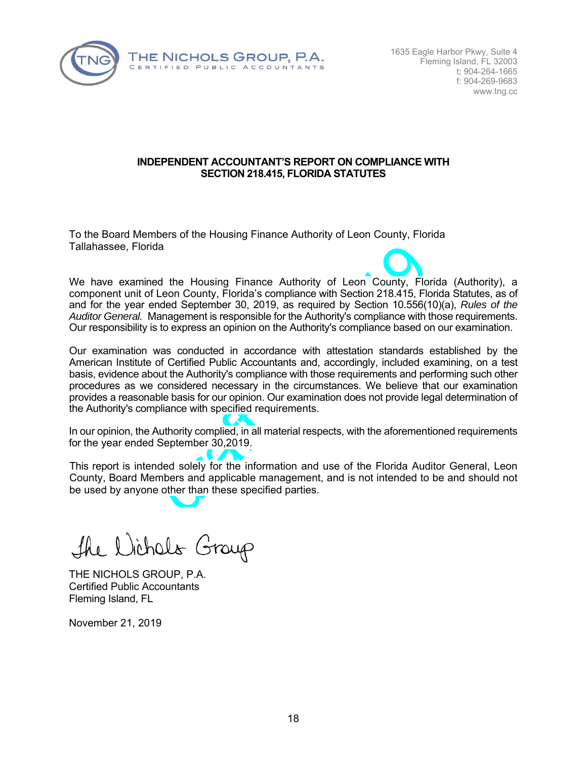THE NICHOLS GROUP, P.A.
CERTIFIED PUBLIC ACCOUNTANTS

1635 Eagle Harbor Pkwy, Suite 4
Fleming Island, FL 32003
t; 904-264-1665
f: 904-269-9683
www.tng.cc

**INDEPENDENT ACCOUNTANT'S REPORT ON COMPLIANCE WITH SECTION 218.415, FLORIDA STATUTES**

To the Board Members of the Housing Finance Authority of Leon County, Florida
Tallahassee, Florida

We have examined the Housing Finance Authority of Leon County, Florida (Authority), a component unit of Leon County, Florida's compliance with Section 218.415, Florida Statutes, as of and for the year ended September 30, 2019, as required by Section 10.556(10)(a), *Rules of the Auditor General.* Management is responsible for the Authority's compliance with those requirements. Our responsibility is to express an opinion on the Authority's compliance based on our examination.

Our examination was conducted in accordance with attestation standards established by the American Institute of Certified Public Accountants and, accordingly, included examining, on a test basis, evidence about the Authority's compliance with those requirements and performing such other procedures as we considered necessary in the circumstances. We believe that our examination provides a reasonable basis for our opinion. Our examination does not provide legal determination of the Authority's compliance with specified requirements.

In our opinion, the Authority complied, in all material respects, with the aforementioned requirements for the year ended September 30,2019.

This report is intended solely for the information and use of the Florida Auditor General, Leon County, Board Members and applicable management, and is not intended to be and should not be used by anyone other than these specified parties.

The Nichols Group

THE NICHOLS GROUP, P.A.
Certified Public Accountants
Fleming Island, FL

November 21, 2019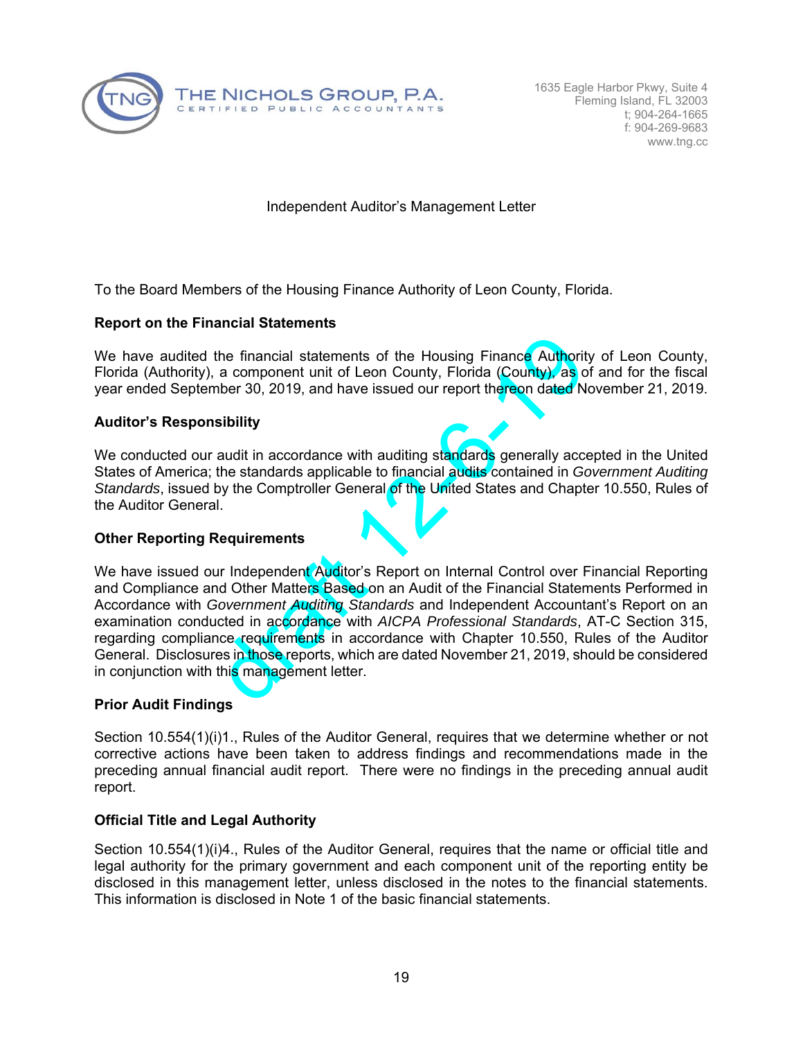**THE NICHOLS GROUP, P.A.**
CERTIFIED PUBLIC ACCOUNTANTS

1635 Eagle Harbor Pkwy, Suite 4
Fleming Island, FL 32003
t; 904-264-1665
f: 904-269-9683
www.tng.cc

Independent Auditor's Management Letter

To the Board Members of the Housing Finance Authority of Leon County, Florida.

**Report on the Financial Statements**

We have audited the financial statements of the Housing Finance Authority of Leon County, Florida (Authority), a component unit of Leon County, Florida (County), as of and for the fiscal year ended September 30, 2019, and have issued our report thereon dated November 21, 2019.

**Auditor's Responsibility**

We conducted our audit in accordance with auditing standards generally accepted in the United States of America; the standards applicable to financial audits contained in *Government Auditing Standards*, issued by the Comptroller General of the United States and Chapter 10.550, Rules of the Auditor General.

**Other Reporting Requirements**

We have issued our Independent Auditor's Report on Internal Control over Financial Reporting and Compliance and Other Matters Based on an Audit of the Financial Statements Performed in Accordance with *Government Auditing Standards* and Independent Accountant's Report on an examination conducted in accordance with *AICPA Professional Standards*, AT-C Section 315, regarding compliance requirements in accordance with Chapter 10.550, Rules of the Auditor General. Disclosures in those reports, which are dated November 21, 2019, should be considered in conjunction with this management letter.

**Prior Audit Findings**

Section 10.554(1)(i)1., Rules of the Auditor General, requires that we determine whether or not corrective actions have been taken to address findings and recommendations made in the preceding annual financial audit report. There were no findings in the preceding annual audit report.

**Official Title and Legal Authority**

Section 10.554(1)(i)4., Rules of the Auditor General, requires that the name or official title and legal authority for the primary government and each component unit of the reporting entity be disclosed in this management letter, unless disclosed in the notes to the financial statements. This information is disclosed in Note 1 of the basic financial statements.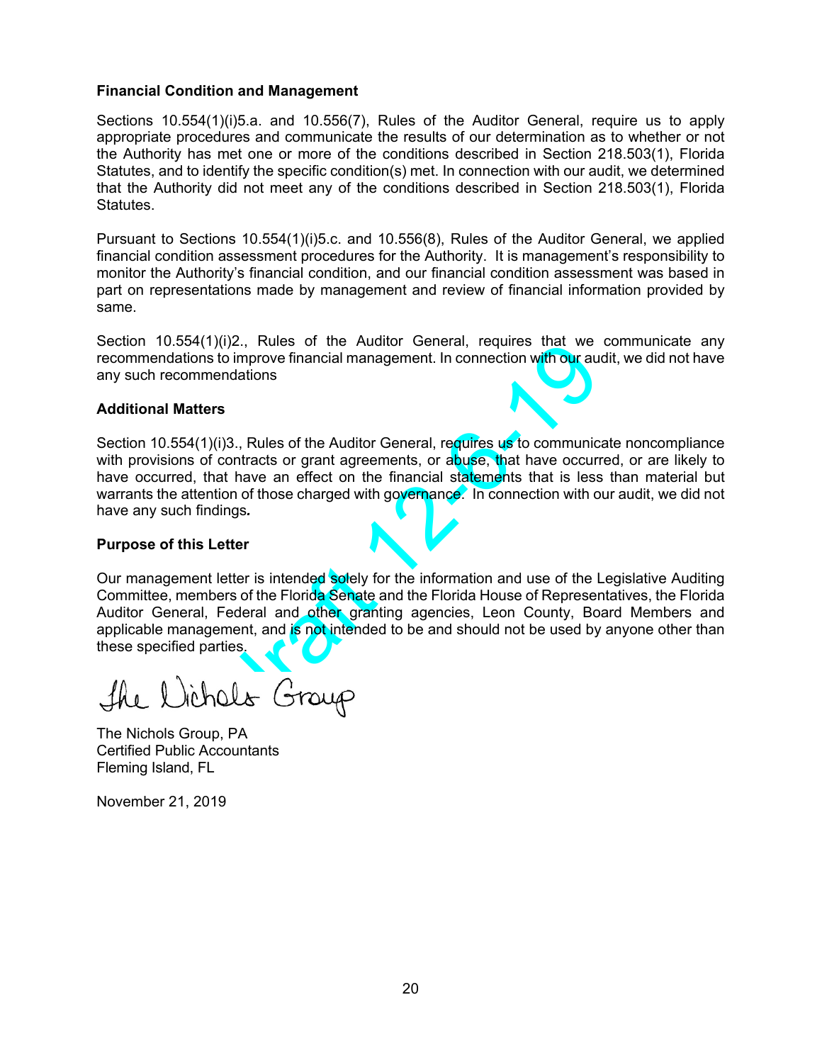### Financial Condition and Management

Sections 10.554(1)(i)5.a. and 10.556(7), Rules of the Auditor General, require us to apply appropriate procedures and communicate the results of our determination as to whether or not the Authority has met one or more of the conditions described in Section 218.503(1), Florida Statutes, and to identify the specific condition(s) met. In connection with our audit, we determined that the Authority did not meet any of the conditions described in Section 218.503(1), Florida Statutes.

Pursuant to Sections 10.554(1)(i)5.c. and 10.556(8), Rules of the Auditor General, we applied financial condition assessment procedures for the Authority. It is management's responsibility to monitor the Authority's financial condition, and our financial condition assessment was based in part on representations made by management and review of financial information provided by same.

Section 10.554(1)(i)2., Rules of the Auditor General, requires that we communicate any recommendations to improve financial management. In connection with our audit, we did not have any such recommendations

### Additional Matters

Section 10.554(1)(i)3., Rules of the Auditor General, requires us to communicate noncompliance with provisions of contracts or grant agreements, or abuse, that have occurred, or are likely to have occurred, that have an effect on the financial statements that is less than material but warrants the attention of those charged with governance. In connection with our audit, we did not have any such findings.

### Purpose of this Letter

Our management letter is intended solely for the information and use of the Legislative Auditing Committee, members of the Florida Senate and the Florida House of Representatives, the Florida Auditor General, Federal and other granting agencies, Leon County, Board Members and applicable management, and is not intended to be and should not be used by anyone other than these specified parties.

The Nichols Group

The Nichols Group, PA
Certified Public Accountants
Fleming Island, FL

November 21, 2019

Draft 12-6-19